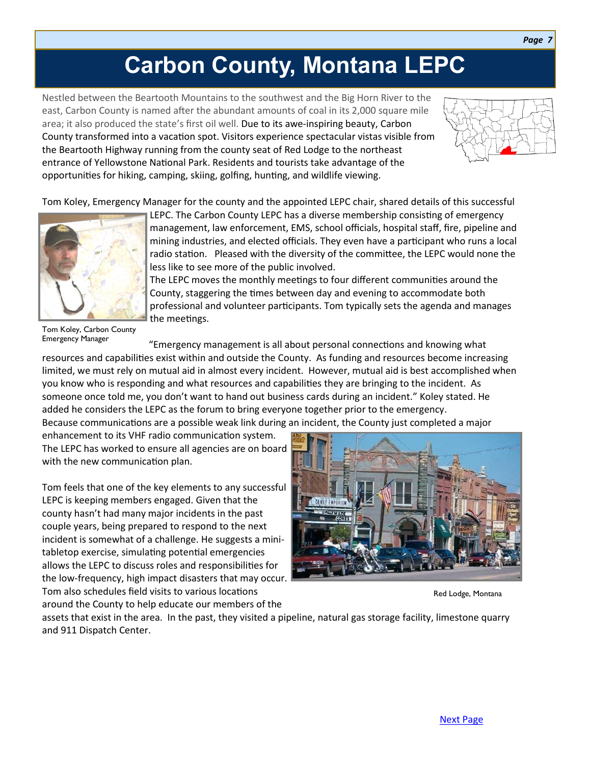# Carbon County, Montana LEPC

Nestled between the Beartooth Mountains to the southwest and the Big Horn River to the east, Carbon County is named after the abundant amounts of coal in its 2,000 square mile area; it also produced the state's first oil well. Due to its awe-inspiring beauty, Carbon County transformed into a vacation spot. Visitors experience spectacular vistas visible from the Beartooth Highway running from the county seat of Red Lodge to the northeast entrance of Yellowstone National Park. Residents and tourists take advantage of the opportunities for hiking, camping, skiing, golfing, hunting, and wildlife viewing.

Tom Koley, Emergency Manager for the county and the appointed LEPC chair, shared details of this successful LEPC. The Carbon County LEPC has a diverse membership consisting of emergency management, law enforcement, EMS, school officials, hospital staff, fire, pipeline and mining industries, and elected officials. They even have a participant who runs a local radio station. Pleased with the diversity of the committee, the LEPC would none the less like to see more of the public involved.

Tom Koley, Carbon County Emergency Manager

The LEPC moves the monthly meetings to four different communities around the County, staggering the times between day and evening to accommodate both professional and volunteer participants. Tom typically sets the agenda and manages the meetings.

"Emergency management is all about personal connections and knowing what resources and capabilities exist within and outside the County. As funding and resources become increasing limited, we must rely on mutual aid in almost every incident. However, mutual aid is best accomplished when you know who is responding and what resources and capabilities they are bringing to the incident. As someone once told me, you don't want to hand out business cards during an incident." Koley stated. He added he considers the LEPC as the forum to bring everyone together prior to the emergency.

Because communications are a possible weak link during an incident, the County just completed a major enhancement to its VHF radio communication system. The LEPC has worked to ensure all agencies are on board with the new communication plan.

Tom feels that one of the key elements to any successful LEPC is keeping members engaged. Given that the county hasn't had many major incidents in the past couple years, being prepared to respond to the next incident is somewhat of a challenge. He suggests a mini-tabletop exercise, simulating potential emergencies allows the LEPC to discuss roles and responsibilities for the low-frequency, high impact disasters that may occur. Tom also schedules field visits to various locations around the County to help educate our members of the assets that exist in the area. In the past, they visited a pipeline, natural gas storage facility, limestone quarry and 911 Dispatch Center.

Red Lodge, Montana

Next Page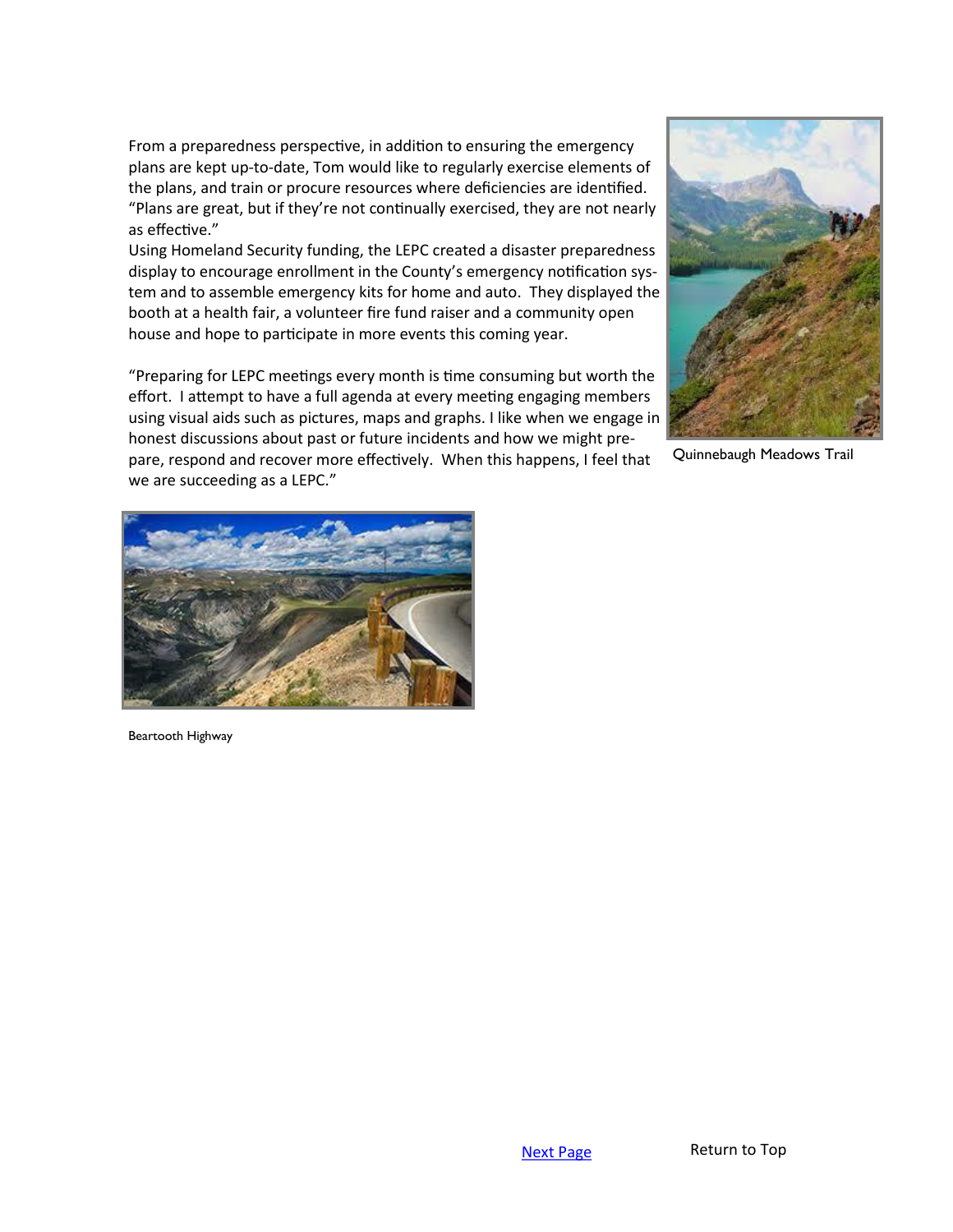From a preparedness perspective, in addition to ensuring the emergency plans are kept up-to-date, Tom would like to regularly exercise elements of the plans, and train or procure resources where deficiencies are identified. "Plans are great, but if they're not continually exercised, they are not nearly as effective."

Using Homeland Security funding, the LEPC created a disaster preparedness display to encourage enrollment in the County's emergency notification system and to assemble emergency kits for home and auto. They displayed the booth at a health fair, a volunteer fire fund raiser and a community open house and hope to participate in more events this coming year.

"Preparing for LEPC meetings every month is time consuming but worth the effort. I attempt to have a full agenda at every meeting engaging members using visual aids such as pictures, maps and graphs. I like when we engage in honest discussions about past or future incidents and how we might prepare, respond and recover more effectively. When this happens, I feel that we are succeeding as a LEPC."

Quinnebaugh Meadows Trail

Beartooth Highway

[Next Page]

Return to Top